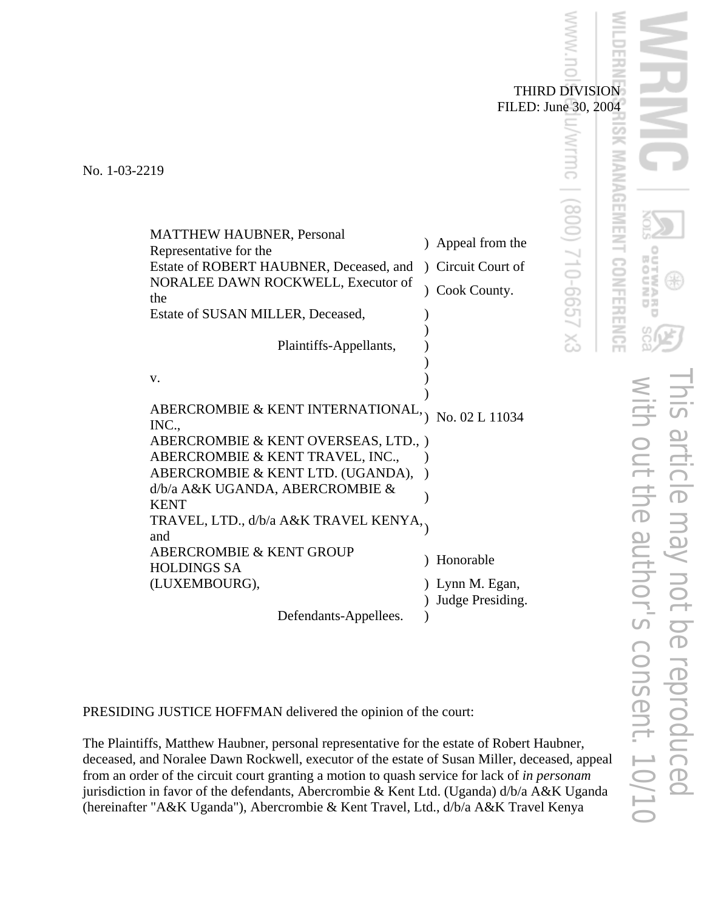THIRD DIVISION
FILED: June 30, 2004

No. 1-03-2219

| | |
|---|---|
| MATTHEW HAUBNER, Personal Representative for the Estate of ROBERT HAUBNER, Deceased, and NORALEE DAWN ROCKWELL, Executor of the Estate of SUSAN MILLER, Deceased, | ) Appeal from the ) Circuit Court of ) Cook County. |
| Plaintiffs-Appellants, | ) |
| v. | ) |
| ABERCROMBIE & KENT INTERNATIONAL, INC., ABERCROMBIE & KENT OVERSEAS, LTD., ABERCROMBIE & KENT TRAVEL, INC., ABERCROMBIE & KENT LTD. (UGANDA), d/b/a A&K UGANDA, ABERCROMBIE & KENT TRAVEL, LTD., d/b/a A&K TRAVEL KENYA, and ABERCROMBIE & KENT GROUP HOLDINGS SA (LUXEMBOURG), | ) No. 02 L 11034 ) ) Honorable ) Lynn M. Egan, ) Judge Presiding. |
| Defendants-Appellees. | ) |

PRESIDING JUSTICE HOFFMAN delivered the opinion of the court:

The Plaintiffs, Matthew Haubner, personal representative for the estate of Robert Haubner, deceased, and Noralee Dawn Rockwell, executor of the estate of Susan Miller, deceased, appeal from an order of the circuit court granting a motion to quash service for lack of *in personam* jurisdiction in favor of the defendants, Abercrombie & Kent Ltd. (Uganda) d/b/a A&K Uganda (hereinafter "A&K Uganda"), Abercrombie & Kent Travel, Ltd., d/b/a A&K Travel Kenya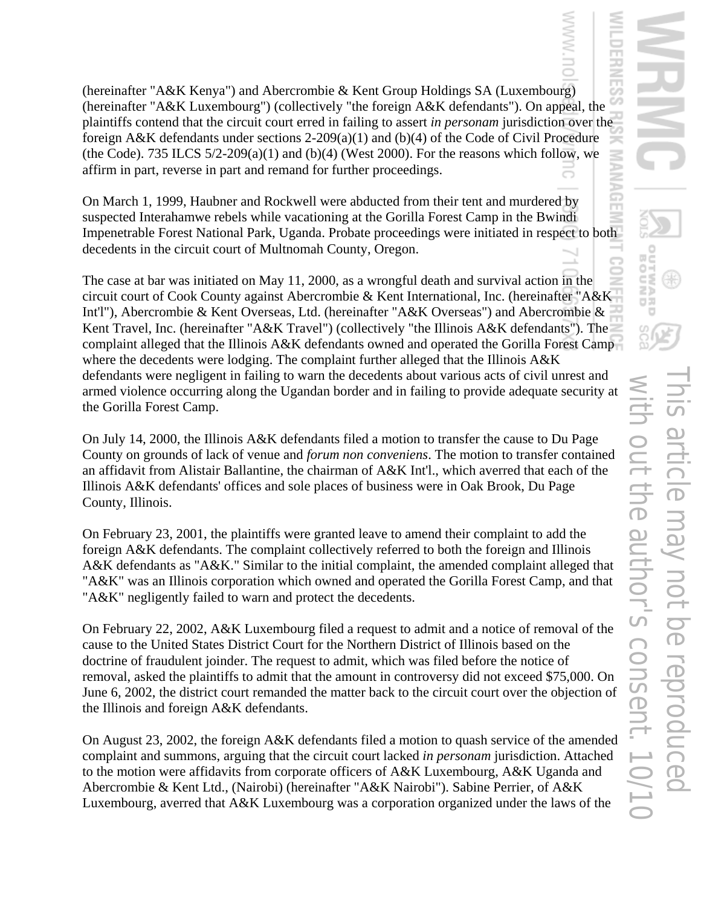(hereinafter "A&K Kenya") and Abercrombie & Kent Group Holdings SA (Luxembourg) (hereinafter "A&K Luxembourg") (collectively "the foreign A&K defendants"). On appeal, the plaintiffs contend that the circuit court erred in failing to assert *in personam* jurisdiction over the foreign A&K defendants under sections 2-209(a)(1) and (b)(4) of the Code of Civil Procedure (the Code). 735 ILCS 5/2-209(a)(1) and (b)(4) (West 2000). For the reasons which follow, we affirm in part, reverse in part and remand for further proceedings.

On March 1, 1999, Haubner and Rockwell were abducted from their tent and murdered by suspected Interahamwe rebels while vacationing at the Gorilla Forest Camp in the Bwindi Impenetrable Forest National Park, Uganda. Probate proceedings were initiated in respect to both decedents in the circuit court of Multnomah County, Oregon.

The case at bar was initiated on May 11, 2000, as a wrongful death and survival action in the circuit court of Cook County against Abercrombie & Kent International, Inc. (hereinafter "A&K Int'l"), Abercrombie & Kent Overseas, Ltd. (hereinafter "A&K Overseas") and Abercrombie & Kent Travel, Inc. (hereinafter "A&K Travel") (collectively "the Illinois A&K defendants"). The complaint alleged that the Illinois A&K defendants owned and operated the Gorilla Forest Camp where the decedents were lodging. The complaint further alleged that the Illinois A&K defendants were negligent in failing to warn the decedents about various acts of civil unrest and armed violence occurring along the Ugandan border and in failing to provide adequate security at the Gorilla Forest Camp.

On July 14, 2000, the Illinois A&K defendants filed a motion to transfer the cause to Du Page County on grounds of lack of venue and *forum non conveniens*. The motion to transfer contained an affidavit from Alistair Ballantine, the chairman of A&K Int'l., which averred that each of the Illinois A&K defendants' offices and sole places of business were in Oak Brook, Du Page County, Illinois.

On February 23, 2001, the plaintiffs were granted leave to amend their complaint to add the foreign A&K defendants. The complaint collectively referred to both the foreign and Illinois A&K defendants as "A&K." Similar to the initial complaint, the amended complaint alleged that "A&K" was an Illinois corporation which owned and operated the Gorilla Forest Camp, and that "A&K" negligently failed to warn and protect the decedents.

On February 22, 2002, A&K Luxembourg filed a request to admit and a notice of removal of the cause to the United States District Court for the Northern District of Illinois based on the doctrine of fraudulent joinder. The request to admit, which was filed before the notice of removal, asked the plaintiffs to admit that the amount in controversy did not exceed $75,000. On June 6, 2002, the district court remanded the matter back to the circuit court over the objection of the Illinois and foreign A&K defendants.

On August 23, 2002, the foreign A&K defendants filed a motion to quash service of the amended complaint and summons, arguing that the circuit court lacked *in personam* jurisdiction. Attached to the motion were affidavits from corporate officers of A&K Luxembourg, A&K Uganda and Abercrombie & Kent Ltd., (Nairobi) (hereinafter "A&K Nairobi"). Sabine Perrier, of A&K Luxembourg, averred that A&K Luxembourg was a corporation organized under the laws of the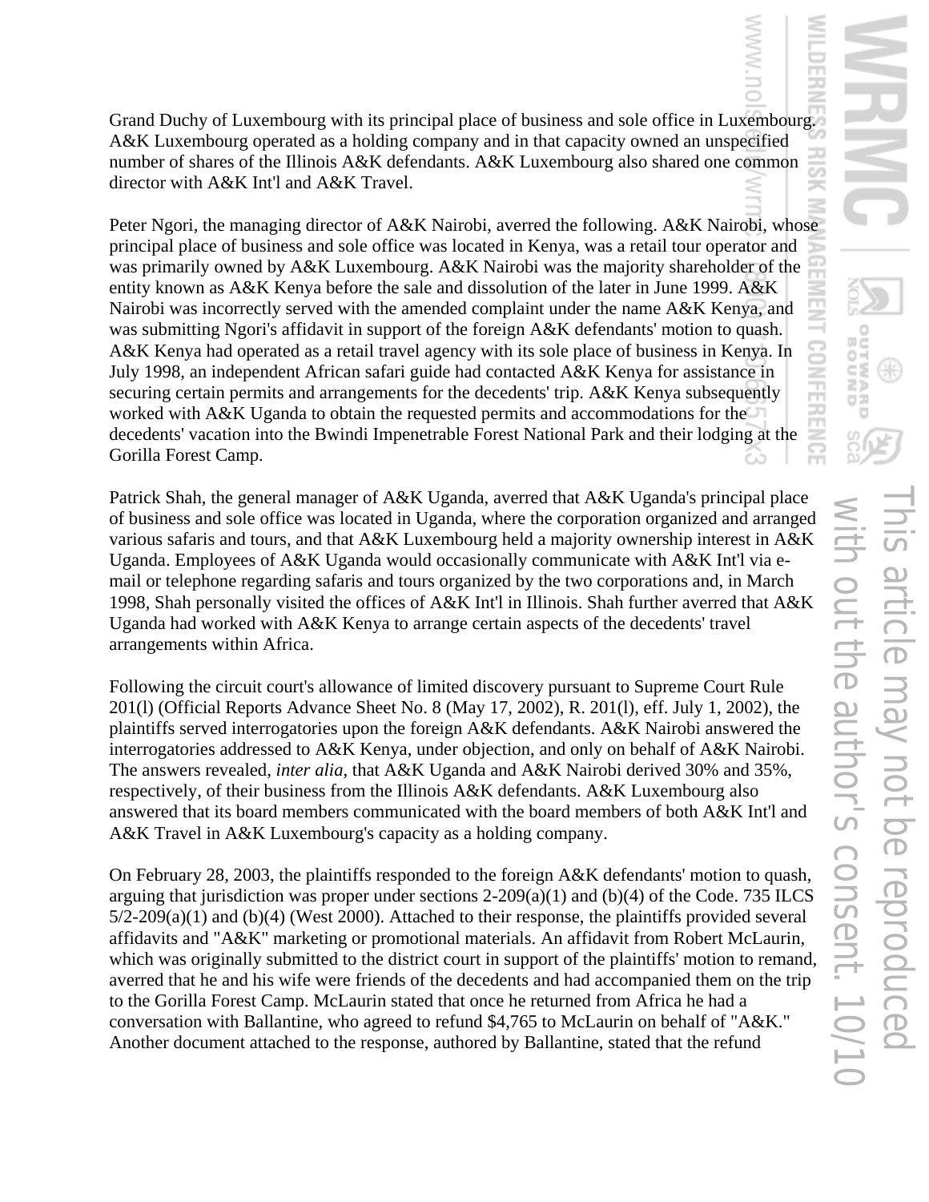Grand Duchy of Luxembourg with its principal place of business and sole office in Luxembourg. A&K Luxembourg operated as a holding company and in that capacity owned an unspecified number of shares of the Illinois A&K defendants. A&K Luxembourg also shared one common director with A&K Int'l and A&K Travel.

Peter Ngori, the managing director of A&K Nairobi, averred the following. A&K Nairobi, whose principal place of business and sole office was located in Kenya, was a retail tour operator and was primarily owned by A&K Luxembourg. A&K Nairobi was the majority shareholder of the entity known as A&K Kenya before the sale and dissolution of the later in June 1999. A&K Nairobi was incorrectly served with the amended complaint under the name A&K Kenya, and was submitting Ngori's affidavit in support of the foreign A&K defendants' motion to quash. A&K Kenya had operated as a retail travel agency with its sole place of business in Kenya. In July 1998, an independent African safari guide had contacted A&K Kenya for assistance in securing certain permits and arrangements for the decedents' trip. A&K Kenya subsequently worked with A&K Uganda to obtain the requested permits and accommodations for the decedents' vacation into the Bwindi Impenetrable Forest National Park and their lodging at the Gorilla Forest Camp.

Patrick Shah, the general manager of A&K Uganda, averred that A&K Uganda's principal place of business and sole office was located in Uganda, where the corporation organized and arranged various safaris and tours, and that A&K Luxembourg held a majority ownership interest in A&K Uganda. Employees of A&K Uganda would occasionally communicate with A&K Int'l via e-mail or telephone regarding safaris and tours organized by the two corporations and, in March 1998, Shah personally visited the offices of A&K Int'l in Illinois. Shah further averred that A&K Uganda had worked with A&K Kenya to arrange certain aspects of the decedents' travel arrangements within Africa.

Following the circuit court's allowance of limited discovery pursuant to Supreme Court Rule 201(l) (Official Reports Advance Sheet No. 8 (May 17, 2002), R. 201(l), eff. July 1, 2002), the plaintiffs served interrogatories upon the foreign A&K defendants. A&K Nairobi answered the interrogatories addressed to A&K Kenya, under objection, and only on behalf of A&K Nairobi. The answers revealed, *inter alia*, that A&K Uganda and A&K Nairobi derived 30% and 35%, respectively, of their business from the Illinois A&K defendants. A&K Luxembourg also answered that its board members communicated with the board members of both A&K Int'l and A&K Travel in A&K Luxembourg's capacity as a holding company.

On February 28, 2003, the plaintiffs responded to the foreign A&K defendants' motion to quash, arguing that jurisdiction was proper under sections 2-209(a)(1) and (b)(4) of the Code. 735 ILCS 5/2-209(a)(1) and (b)(4) (West 2000). Attached to their response, the plaintiffs provided several affidavits and "A&K" marketing or promotional materials. An affidavit from Robert McLaurin, which was originally submitted to the district court in support of the plaintiffs' motion to remand, averred that he and his wife were friends of the decedents and had accompanied them on the trip to the Gorilla Forest Camp. McLaurin stated that once he returned from Africa he had a conversation with Ballantine, who agreed to refund $4,765 to McLaurin on behalf of "A&K." Another document attached to the response, authored by Ballantine, stated that the refund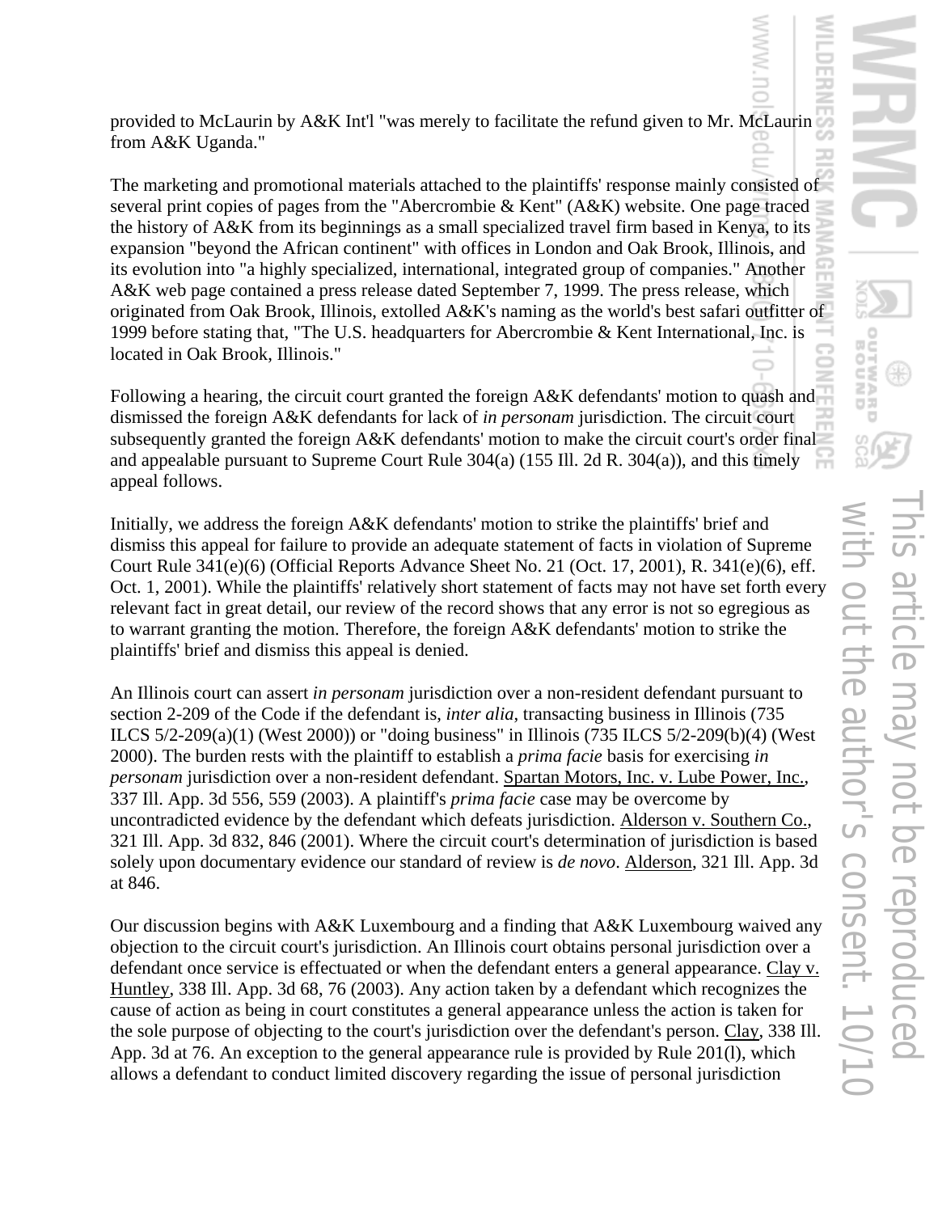provided to McLaurin by A&K Int'l "was merely to facilitate the refund given to Mr. McLaurin from A&K Uganda."

The marketing and promotional materials attached to the plaintiffs' response mainly consisted of several print copies of pages from the "Abercrombie & Kent" (A&K) website. One page traced the history of A&K from its beginnings as a small specialized travel firm based in Kenya, to its expansion "beyond the African continent" with offices in London and Oak Brook, Illinois, and its evolution into "a highly specialized, international, integrated group of companies." Another A&K web page contained a press release dated September 7, 1999. The press release, which originated from Oak Brook, Illinois, extolled A&K's naming as the world's best safari outfitter of 1999 before stating that, "The U.S. headquarters for Abercrombie & Kent International, Inc. is located in Oak Brook, Illinois."

Following a hearing, the circuit court granted the foreign A&K defendants' motion to quash and dismissed the foreign A&K defendants for lack of *in personam* jurisdiction. The circuit court subsequently granted the foreign A&K defendants' motion to make the circuit court's order final and appealable pursuant to Supreme Court Rule 304(a) (155 Ill. 2d R. 304(a)), and this timely appeal follows.

Initially, we address the foreign A&K defendants' motion to strike the plaintiffs' brief and dismiss this appeal for failure to provide an adequate statement of facts in violation of Supreme Court Rule 341(e)(6) (Official Reports Advance Sheet No. 21 (Oct. 17, 2001), R. 341(e)(6), eff. Oct. 1, 2001). While the plaintiffs' relatively short statement of facts may not have set forth every relevant fact in great detail, our review of the record shows that any error is not so egregious as to warrant granting the motion. Therefore, the foreign A&K defendants' motion to strike the plaintiffs' brief and dismiss this appeal is denied.

An Illinois court can assert *in personam* jurisdiction over a non-resident defendant pursuant to section 2-209 of the Code if the defendant is, *inter alia*, transacting business in Illinois (735 ILCS 5/2-209(a)(1) (West 2000)) or "doing business" in Illinois (735 ILCS 5/2-209(b)(4) (West 2000). The burden rests with the plaintiff to establish a *prima facie* basis for exercising *in personam* jurisdiction over a non-resident defendant. Spartan Motors, Inc. v. Lube Power, Inc., 337 Ill. App. 3d 556, 559 (2003). A plaintiff's *prima facie* case may be overcome by uncontradicted evidence by the defendant which defeats jurisdiction. Alderson v. Southern Co., 321 Ill. App. 3d 832, 846 (2001). Where the circuit court's determination of jurisdiction is based solely upon documentary evidence our standard of review is *de novo*. Alderson, 321 Ill. App. 3d at 846.

Our discussion begins with A&K Luxembourg and a finding that A&K Luxembourg waived any objection to the circuit court's jurisdiction. An Illinois court obtains personal jurisdiction over a defendant once service is effectuated or when the defendant enters a general appearance. Clay v. Huntley, 338 Ill. App. 3d 68, 76 (2003). Any action taken by a defendant which recognizes the cause of action as being in court constitutes a general appearance unless the action is taken for the sole purpose of objecting to the court's jurisdiction over the defendant's person. Clay, 338 Ill. App. 3d at 76. An exception to the general appearance rule is provided by Rule 201(l), which allows a defendant to conduct limited discovery regarding the issue of personal jurisdiction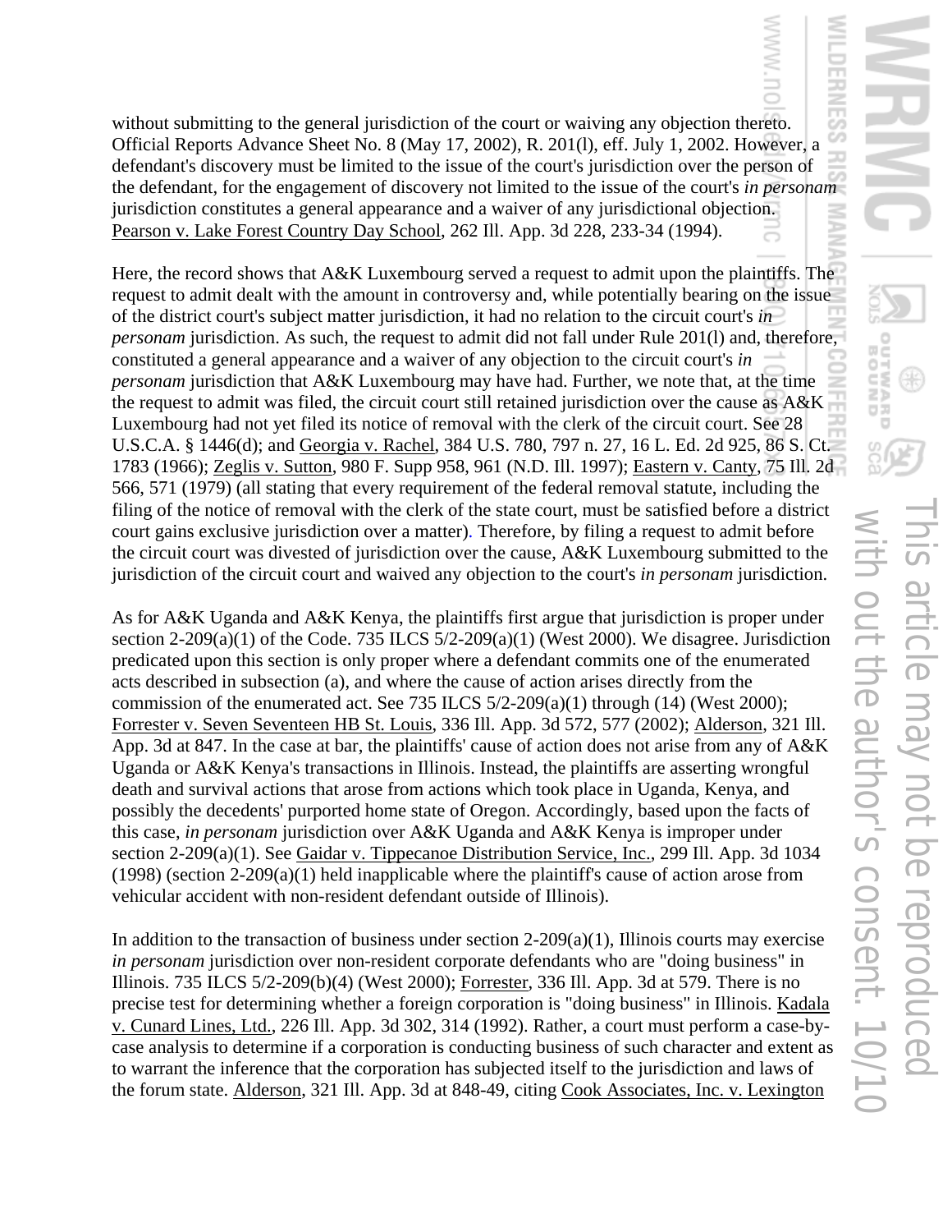without submitting to the general jurisdiction of the court or waiving any objection thereto. Official Reports Advance Sheet No. 8 (May 17, 2002), R. 201(l), eff. July 1, 2002. However, a defendant's discovery must be limited to the issue of the court's jurisdiction over the person of the defendant, for the engagement of discovery not limited to the issue of the court's *in personam* jurisdiction constitutes a general appearance and a waiver of any jurisdictional objection. Pearson v. Lake Forest Country Day School, 262 Ill. App. 3d 228, 233-34 (1994).

Here, the record shows that A&K Luxembourg served a request to admit upon the plaintiffs. The request to admit dealt with the amount in controversy and, while potentially bearing on the issue of the district court's subject matter jurisdiction, it had no relation to the circuit court's *in personam* jurisdiction. As such, the request to admit did not fall under Rule 201(l) and, therefore, constituted a general appearance and a waiver of any objection to the circuit court's *in personam* jurisdiction that A&K Luxembourg may have had. Further, we note that, at the time the request to admit was filed, the circuit court still retained jurisdiction over the cause as A&K Luxembourg had not yet filed its notice of removal with the clerk of the circuit court. See 28 U.S.C.A. § 1446(d); and Georgia v. Rachel, 384 U.S. 780, 797 n. 27, 16 L. Ed. 2d 925, 86 S. Ct. 1783 (1966); Zeglis v. Sutton, 980 F. Supp 958, 961 (N.D. Ill. 1997); Eastern v. Canty, 75 Ill. 2d 566, 571 (1979) (all stating that every requirement of the federal removal statute, including the filing of the notice of removal with the clerk of the state court, must be satisfied before a district court gains exclusive jurisdiction over a matter). Therefore, by filing a request to admit before the circuit court was divested of jurisdiction over the cause, A&K Luxembourg submitted to the jurisdiction of the circuit court and waived any objection to the court's *in personam* jurisdiction.

As for A&K Uganda and A&K Kenya, the plaintiffs first argue that jurisdiction is proper under section 2-209(a)(1) of the Code. 735 ILCS 5/2-209(a)(1) (West 2000). We disagree. Jurisdiction predicated upon this section is only proper where a defendant commits one of the enumerated acts described in subsection (a), and where the cause of action arises directly from the commission of the enumerated act. See 735 ILCS 5/2-209(a)(1) through (14) (West 2000); Forrester v. Seven Seventeen HB St. Louis, 336 Ill. App. 3d 572, 577 (2002); Alderson, 321 Ill. App. 3d at 847. In the case at bar, the plaintiffs' cause of action does not arise from any of A&K Uganda or A&K Kenya's transactions in Illinois. Instead, the plaintiffs are asserting wrongful death and survival actions that arose from actions which took place in Uganda, Kenya, and possibly the decedents' purported home state of Oregon. Accordingly, based upon the facts of this case, *in personam* jurisdiction over A&K Uganda and A&K Kenya is improper under section 2-209(a)(1). See Gaidar v. Tippecanoe Distribution Service, Inc., 299 Ill. App. 3d 1034 (1998) (section 2-209(a)(1) held inapplicable where the plaintiff's cause of action arose from vehicular accident with non-resident defendant outside of Illinois).

In addition to the transaction of business under section 2-209(a)(1), Illinois courts may exercise *in personam* jurisdiction over non-resident corporate defendants who are "doing business" in Illinois. 735 ILCS 5/2-209(b)(4) (West 2000); Forrester, 336 Ill. App. 3d at 579. There is no precise test for determining whether a foreign corporation is "doing business" in Illinois. Kadala v. Cunard Lines, Ltd., 226 Ill. App. 3d 302, 314 (1992). Rather, a court must perform a case-by-case analysis to determine if a corporation is conducting business of such character and extent as to warrant the inference that the corporation has subjected itself to the jurisdiction and laws of the forum state. Alderson, 321 Ill. App. 3d at 848-49, citing Cook Associates, Inc. v. Lexington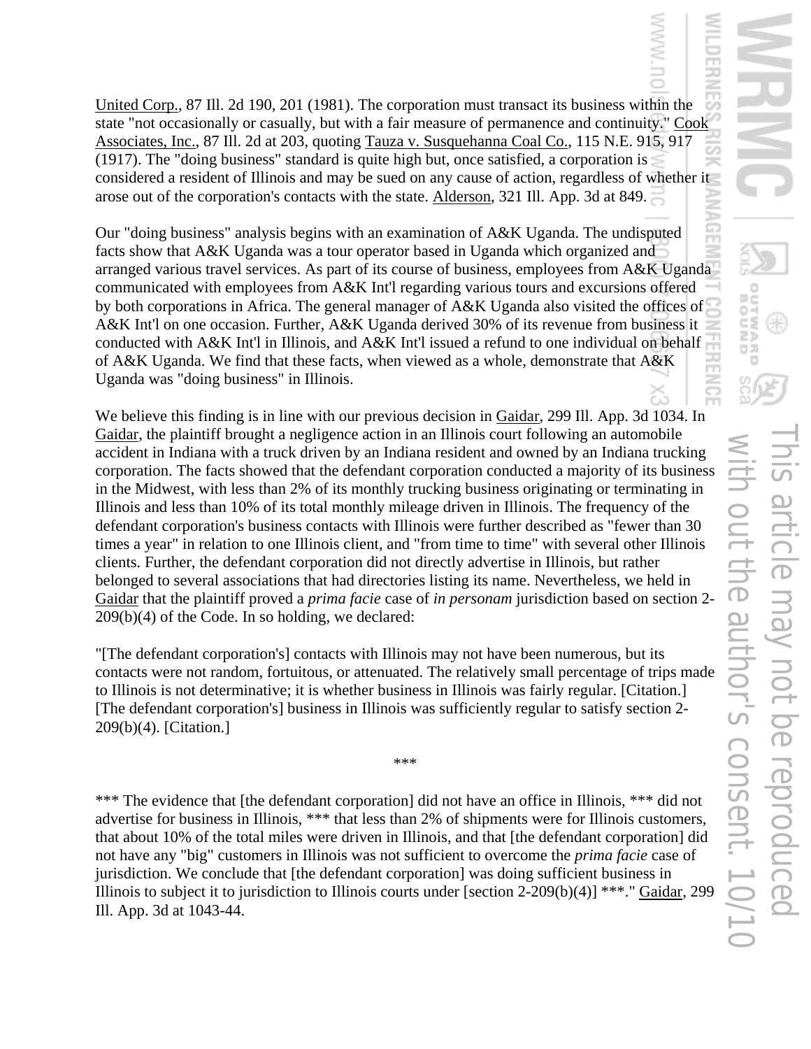United Corp., 87 Ill. 2d 190, 201 (1981). The corporation must transact its business within the state "not occasionally or casually, but with a fair measure of permanence and continuity." Cook Associates, Inc., 87 Ill. 2d at 203, quoting Tauza v. Susquehanna Coal Co., 115 N.E. 915, 917 (1917). The "doing business" standard is quite high but, once satisfied, a corporation is considered a resident of Illinois and may be sued on any cause of action, regardless of whether it arose out of the corporation's contacts with the state. Alderson, 321 Ill. App. 3d at 849.

Our "doing business" analysis begins with an examination of A&K Uganda. The undisputed facts show that A&K Uganda was a tour operator based in Uganda which organized and arranged various travel services. As part of its course of business, employees from A&K Uganda communicated with employees from A&K Int'l regarding various tours and excursions offered by both corporations in Africa. The general manager of A&K Uganda also visited the offices of A&K Int'l on one occasion. Further, A&K Uganda derived 30% of its revenue from business it conducted with A&K Int'l in Illinois, and A&K Int'l issued a refund to one individual on behalf of A&K Uganda. We find that these facts, when viewed as a whole, demonstrate that A&K Uganda was "doing business" in Illinois.

We believe this finding is in line with our previous decision in Gaidar, 299 Ill. App. 3d 1034. In Gaidar, the plaintiff brought a negligence action in an Illinois court following an automobile accident in Indiana with a truck driven by an Indiana resident and owned by an Indiana trucking corporation. The facts showed that the defendant corporation conducted a majority of its business in the Midwest, with less than 2% of its monthly trucking business originating or terminating in Illinois and less than 10% of its total monthly mileage driven in Illinois. The frequency of the defendant corporation's business contacts with Illinois were further described as "fewer than 30 times a year" in relation to one Illinois client, and "from time to time" with several other Illinois clients. Further, the defendant corporation did not directly advertise in Illinois, but rather belonged to several associations that had directories listing its name. Nevertheless, we held in Gaidar that the plaintiff proved a *prima facie* case of *in personam* jurisdiction based on section 2-209(b)(4) of the Code. In so holding, we declared:

"[The defendant corporation's] contacts with Illinois may not have been numerous, but its contacts were not random, fortuitous, or attenuated. The relatively small percentage of trips made to Illinois is not determinative; it is whether business in Illinois was fairly regular. [Citation.] [The defendant corporation's] business in Illinois was sufficiently regular to satisfy section 2-209(b)(4). [Citation.]

\*\*\*

\*\*\* The evidence that [the defendant corporation] did not have an office in Illinois, \*\*\* did not advertise for business in Illinois, \*\*\* that less than 2% of shipments were for Illinois customers, that about 10% of the total miles were driven in Illinois, and that [the defendant corporation] did not have any "big" customers in Illinois was not sufficient to overcome the *prima facie* case of jurisdiction. We conclude that [the defendant corporation] was doing sufficient business in Illinois to subject it to jurisdiction to Illinois courts under [section 2-209(b)(4)] \*\*\*." Gaidar, 299 Ill. App. 3d at 1043-44.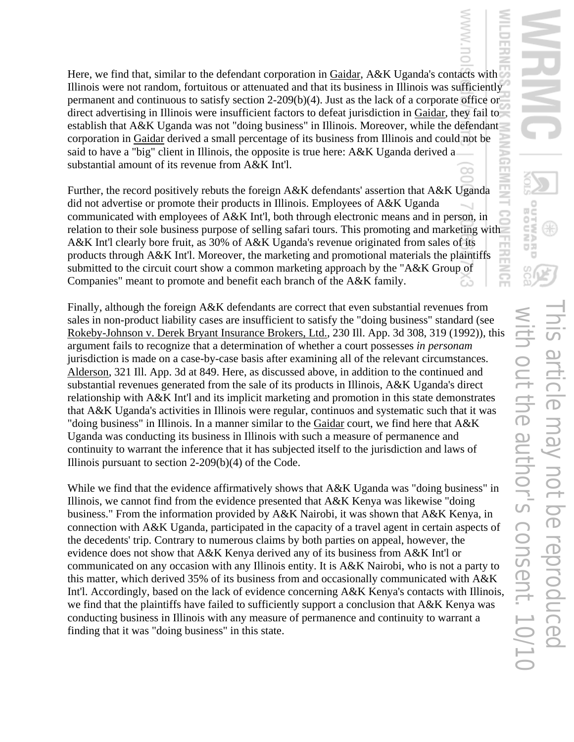Here, we find that, similar to the defendant corporation in Gaidar, A&K Uganda's contacts with Illinois were not random, fortuitous or attenuated and that its business in Illinois was sufficiently permanent and continuous to satisfy section 2-209(b)(4). Just as the lack of a corporate office or direct advertising in Illinois were insufficient factors to defeat jurisdiction in Gaidar, they fail to establish that A&K Uganda was not "doing business" in Illinois. Moreover, while the defendant corporation in Gaidar derived a small percentage of its business from Illinois and could not be said to have a "big" client in Illinois, the opposite is true here: A&K Uganda derived a substantial amount of its revenue from A&K Int'l.

Further, the record positively rebuts the foreign A&K defendants' assertion that A&K Uganda did not advertise or promote their products in Illinois. Employees of A&K Uganda communicated with employees of A&K Int'l, both through electronic means and in person, in relation to their sole business purpose of selling safari tours. This promoting and marketing with A&K Int'l clearly bore fruit, as 30% of A&K Uganda's revenue originated from sales of its products through A&K Int'l. Moreover, the marketing and promotional materials the plaintiffs submitted to the circuit court show a common marketing approach by the "A&K Group of Companies" meant to promote and benefit each branch of the A&K family.

Finally, although the foreign A&K defendants are correct that even substantial revenues from sales in non-product liability cases are insufficient to satisfy the "doing business" standard (see Rokeby-Johnson v. Derek Bryant Insurance Brokers, Ltd., 230 Ill. App. 3d 308, 319 (1992)), this argument fails to recognize that a determination of whether a court possesses *in personam* jurisdiction is made on a case-by-case basis after examining all of the relevant circumstances. Alderson, 321 Ill. App. 3d at 849. Here, as discussed above, in addition to the continued and substantial revenues generated from the sale of its products in Illinois, A&K Uganda's direct relationship with A&K Int'l and its implicit marketing and promotion in this state demonstrates that A&K Uganda's activities in Illinois were regular, continuos and systematic such that it was "doing business" in Illinois. In a manner similar to the Gaidar court, we find here that A&K Uganda was conducting its business in Illinois with such a measure of permanence and continuity to warrant the inference that it has subjected itself to the jurisdiction and laws of Illinois pursuant to section 2-209(b)(4) of the Code.

While we find that the evidence affirmatively shows that A&K Uganda was "doing business" in Illinois, we cannot find from the evidence presented that A&K Kenya was likewise "doing business." From the information provided by A&K Nairobi, it was shown that A&K Kenya, in connection with A&K Uganda, participated in the capacity of a travel agent in certain aspects of the decedents' trip. Contrary to numerous claims by both parties on appeal, however, the evidence does not show that A&K Kenya derived any of its business from A&K Int'l or communicated on any occasion with any Illinois entity. It is A&K Nairobi, who is not a party to this matter, which derived 35% of its business from and occasionally communicated with A&K Int'l. Accordingly, based on the lack of evidence concerning A&K Kenya's contacts with Illinois, we find that the plaintiffs have failed to sufficiently support a conclusion that A&K Kenya was conducting business in Illinois with any measure of permanence and continuity to warrant a finding that it was "doing business" in this state.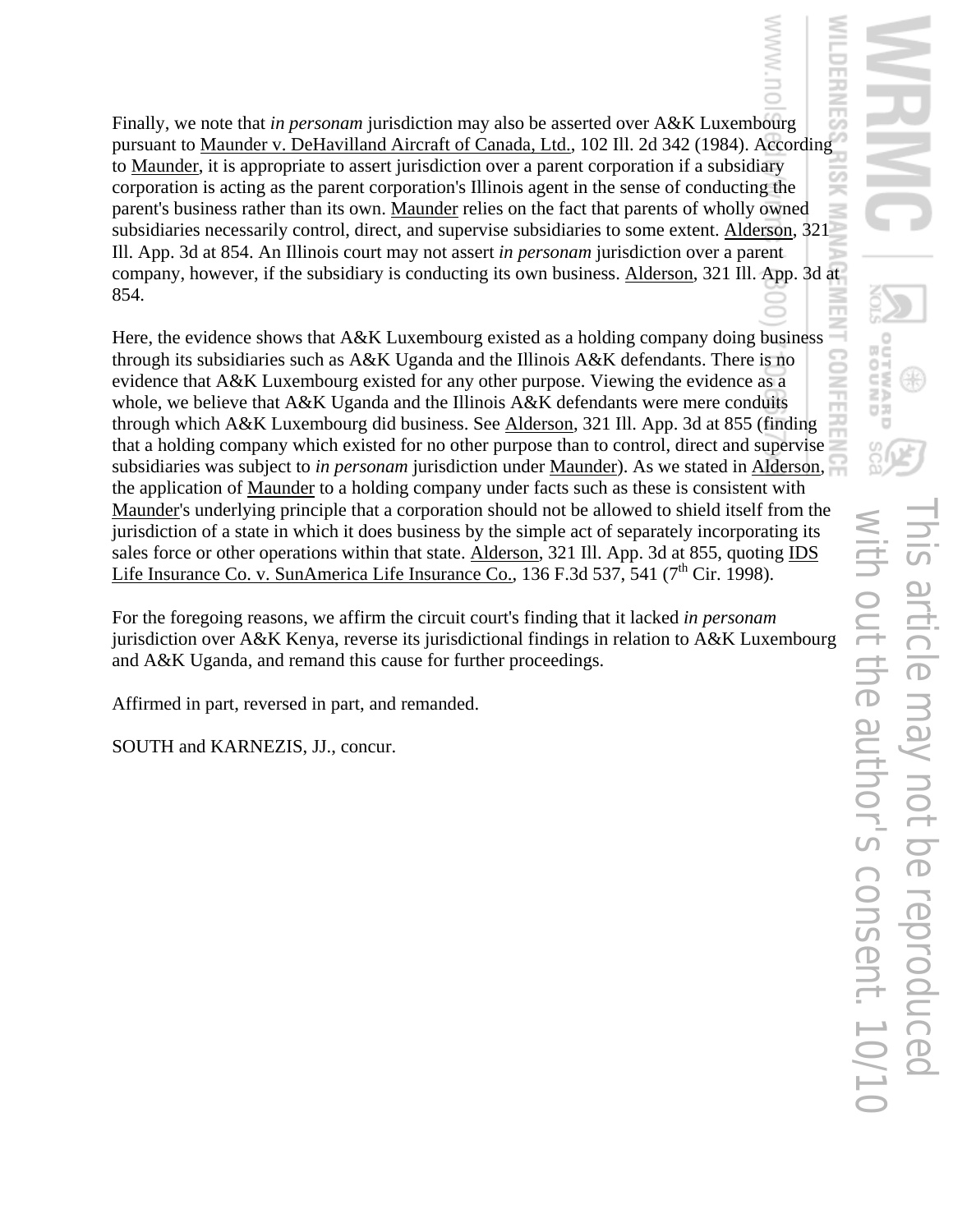Finally, we note that *in personam* jurisdiction may also be asserted over A&K Luxembourg pursuant to Maunder v. DeHavilland Aircraft of Canada, Ltd., 102 Ill. 2d 342 (1984). According to Maunder, it is appropriate to assert jurisdiction over a parent corporation if a subsidiary corporation is acting as the parent corporation's Illinois agent in the sense of conducting the parent's business rather than its own. Maunder relies on the fact that parents of wholly owned subsidiaries necessarily control, direct, and supervise subsidiaries to some extent. Alderson, 321 Ill. App. 3d at 854. An Illinois court may not assert *in personam* jurisdiction over a parent company, however, if the subsidiary is conducting its own business. Alderson, 321 Ill. App. 3d at 854.

Here, the evidence shows that A&K Luxembourg existed as a holding company doing business through its subsidiaries such as A&K Uganda and the Illinois A&K defendants. There is no evidence that A&K Luxembourg existed for any other purpose. Viewing the evidence as a whole, we believe that A&K Uganda and the Illinois A&K defendants were mere conduits through which A&K Luxembourg did business. See Alderson, 321 Ill. App. 3d at 855 (finding that a holding company which existed for no other purpose than to control, direct and supervise subsidiaries was subject to *in personam* jurisdiction under Maunder). As we stated in Alderson, the application of Maunder to a holding company under facts such as these is consistent with Maunder's underlying principle that a corporation should not be allowed to shield itself from the jurisdiction of a state in which it does business by the simple act of separately incorporating its sales force or other operations within that state. Alderson, 321 Ill. App. 3d at 855, quoting IDS Life Insurance Co. v. SunAmerica Life Insurance Co., 136 F.3d 537, 541 (7th Cir. 1998).

For the foregoing reasons, we affirm the circuit court's finding that it lacked *in personam* jurisdiction over A&K Kenya, reverse its jurisdictional findings in relation to A&K Luxembourg and A&K Uganda, and remand this cause for further proceedings.

Affirmed in part, reversed in part, and remanded.

SOUTH and KARNEZIS, JJ., concur.